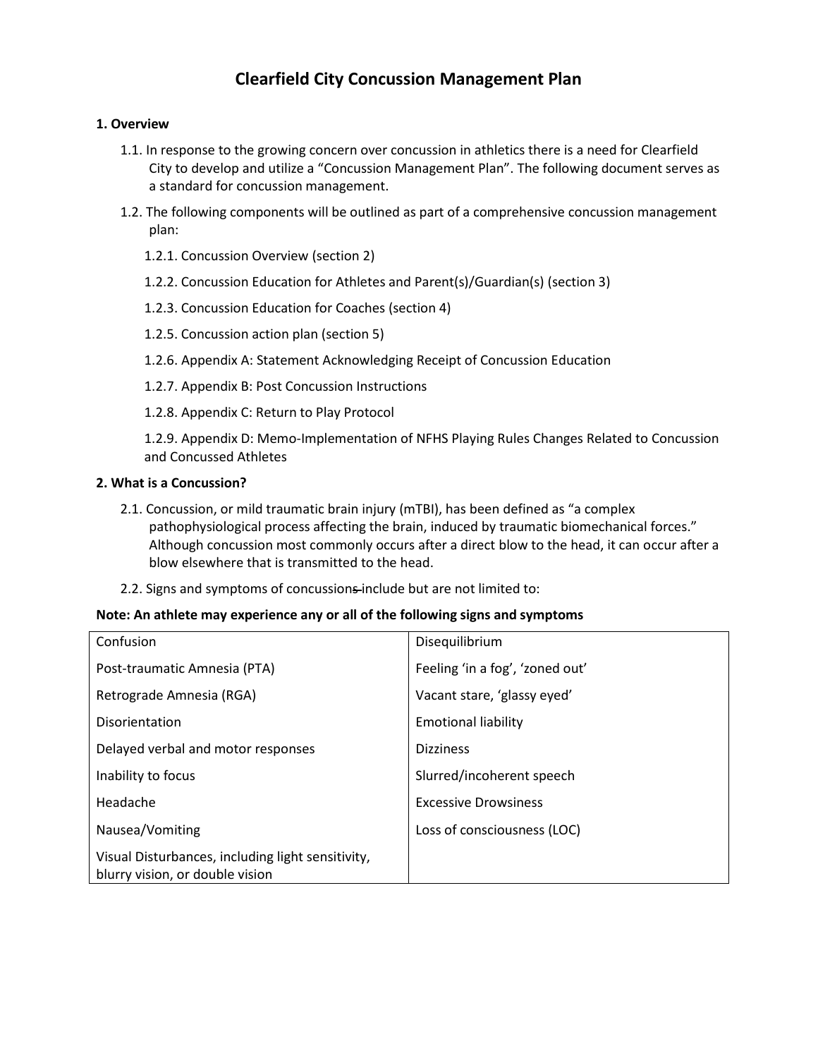# Clearfield City Concussion Management Plan

## 1. Overview

1.1. In response to the growing concern over concussion in athletics there is a need for Clearfield City to develop and utilize a “Concussion Management Plan”. The following document serves as a standard for concussion management.

1.2. The following components will be outlined as part of a comprehensive concussion management plan:

1.2.1. Concussion Overview (section 2)

1.2.2. Concussion Education for Athletes and Parent(s)/Guardian(s) (section 3)

1.2.3. Concussion Education for Coaches (section 4)

1.2.5. Concussion action plan (section 5)

1.2.6. Appendix A: Statement Acknowledging Receipt of Concussion Education

1.2.7. Appendix B: Post Concussion Instructions

1.2.8. Appendix C: Return to Play Protocol

1.2.9. Appendix D: Memo-Implementation of NFHS Playing Rules Changes Related to Concussion and Concussed Athletes

## 2. What is a Concussion?

2.1. Concussion, or mild traumatic brain injury (mTBI), has been defined as “a complex pathophysiological process affecting the brain, induced by traumatic biomechanical forces.” Although concussion most commonly occurs after a direct blow to the head, it can occur after a blow elsewhere that is transmitted to the head.

2.2. Signs and symptoms of concussions include but are not limited to:

**Note: An athlete may experience any or all of the following signs and symptoms**

| | |
|---|---|
| Confusion | Disequilibrium |
| Post-traumatic Amnesia (PTA) | Feeling ‘in a fog’, ‘zoned out’ |
| Retrograde Amnesia (RGA) | Vacant stare, ‘glassy eyed’ |
| Disorientation | Emotional liability |
| Delayed verbal and motor responses | Dizziness |
| Inability to focus | Slurred/incoherent speech |
| Headache | Excessive Drowsiness |
| Nausea/Vomiting | Loss of consciousness (LOC) |
| Visual Disturbances, including light sensitivity, blurry vision, or double vision | |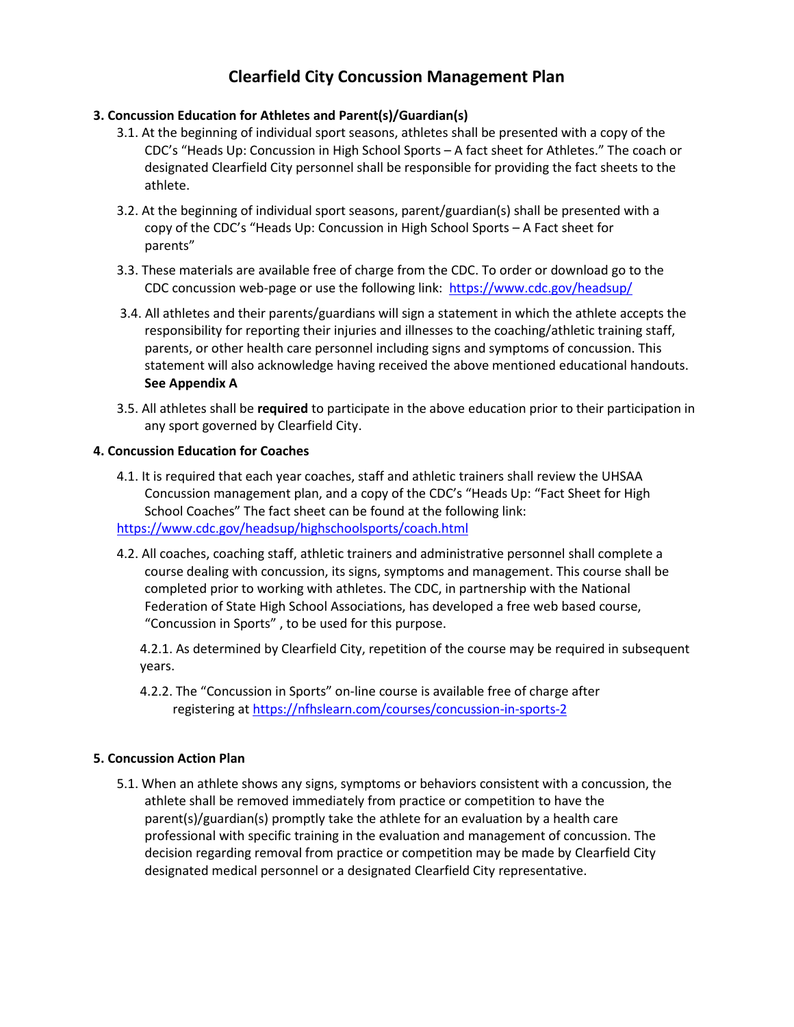# Clearfield City Concussion Management Plan

**3. Concussion Education for Athletes and Parent(s)/Guardian(s)**

3.1. At the beginning of individual sport seasons, athletes shall be presented with a copy of the CDC's "Heads Up: Concussion in High School Sports – A fact sheet for Athletes." The coach or designated Clearfield City personnel shall be responsible for providing the fact sheets to the athlete.

3.2. At the beginning of individual sport seasons, parent/guardian(s) shall be presented with a copy of the CDC's "Heads Up: Concussion in High School Sports – A Fact sheet for parents"

3.3. These materials are available free of charge from the CDC. To order or download go to the CDC concussion web-page or use the following link: https://www.cdc.gov/headsup/

3.4. All athletes and their parents/guardians will sign a statement in which the athlete accepts the responsibility for reporting their injuries and illnesses to the coaching/athletic training staff, parents, or other health care personnel including signs and symptoms of concussion. This statement will also acknowledge having received the above mentioned educational handouts. **See Appendix A**

3.5. All athletes shall be **required** to participate in the above education prior to their participation in any sport governed by Clearfield City.

**4. Concussion Education for Coaches**

4.1. It is required that each year coaches, staff and athletic trainers shall review the UHSAA Concussion management plan, and a copy of the CDC's "Heads Up: "Fact Sheet for High School Coaches" The fact sheet can be found at the following link: https://www.cdc.gov/headsup/highschoolsports/coach.html

4.2. All coaches, coaching staff, athletic trainers and administrative personnel shall complete a course dealing with concussion, its signs, symptoms and management. This course shall be completed prior to working with athletes. The CDC, in partnership with the National Federation of State High School Associations, has developed a free web based course, "Concussion in Sports" , to be used for this purpose.

4.2.1. As determined by Clearfield City, repetition of the course may be required in subsequent years.

4.2.2. The "Concussion in Sports" on-line course is available free of charge after registering at https://nfhslearn.com/courses/concussion-in-sports-2

**5. Concussion Action Plan**

5.1. When an athlete shows any signs, symptoms or behaviors consistent with a concussion, the athlete shall be removed immediately from practice or competition to have the parent(s)/guardian(s) promptly take the athlete for an evaluation by a health care professional with specific training in the evaluation and management of concussion. The decision regarding removal from practice or competition may be made by Clearfield City designated medical personnel or a designated Clearfield City representative.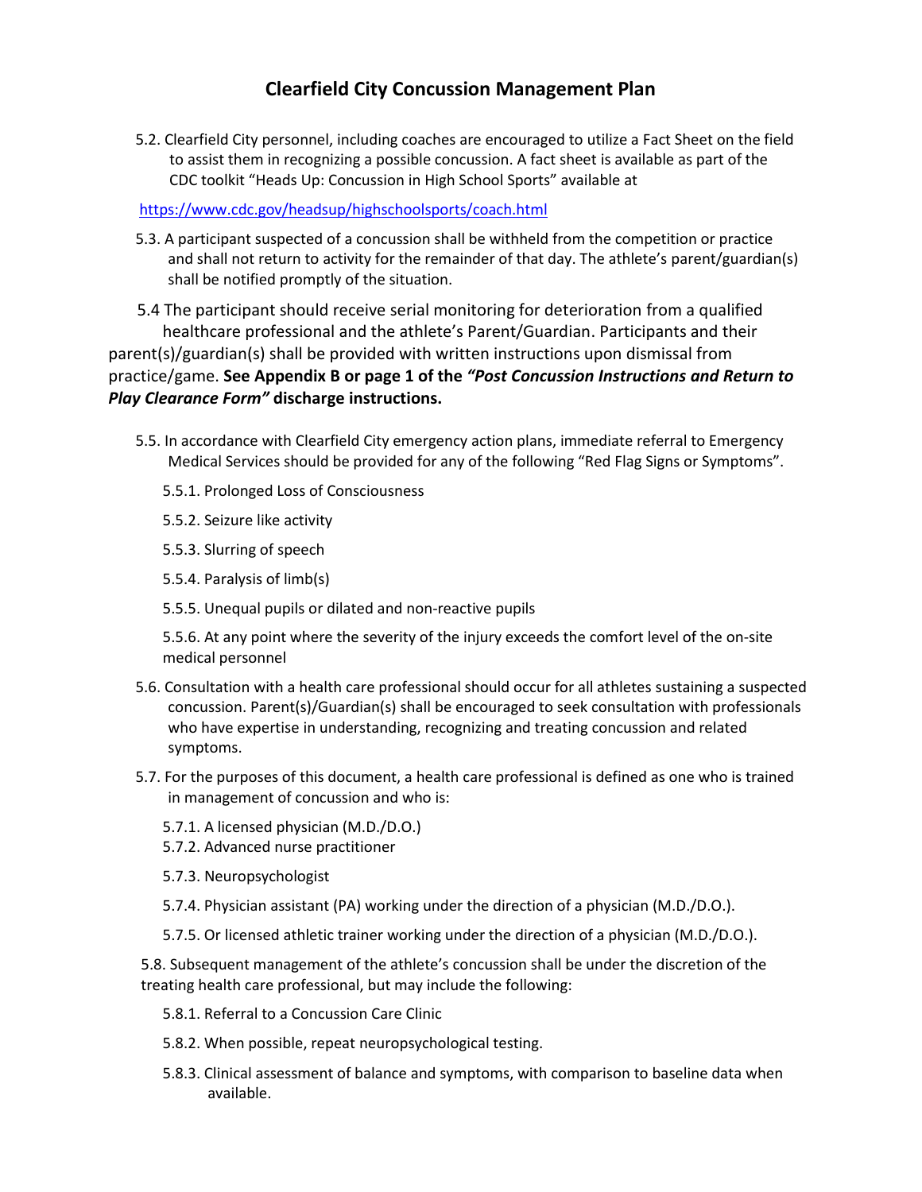# Clearfield City Concussion Management Plan

5.2. Clearfield City personnel, including coaches are encouraged to utilize a Fact Sheet on the field to assist them in recognizing a possible concussion. A fact sheet is available as part of the CDC toolkit "Heads Up: Concussion in High School Sports" available at

https://www.cdc.gov/headsup/highschoolsports/coach.html

5.3. A participant suspected of a concussion shall be withheld from the competition or practice and shall not return to activity for the remainder of that day. The athlete's parent/guardian(s) shall be notified promptly of the situation.

5.4 The participant should receive serial monitoring for deterioration from a qualified healthcare professional and the athlete's Parent/Guardian. Participants and their parent(s)/guardian(s) shall be provided with written instructions upon dismissal from practice/game. **See Appendix B or page 1 of the *"Post Concussion Instructions and Return to Play Clearance Form"* discharge instructions.**

5.5. In accordance with Clearfield City emergency action plans, immediate referral to Emergency Medical Services should be provided for any of the following "Red Flag Signs or Symptoms".

5.5.1. Prolonged Loss of Consciousness

5.5.2. Seizure like activity

5.5.3. Slurring of speech

5.5.4. Paralysis of limb(s)

5.5.5. Unequal pupils or dilated and non-reactive pupils

5.5.6. At any point where the severity of the injury exceeds the comfort level of the on-site medical personnel

5.6. Consultation with a health care professional should occur for all athletes sustaining a suspected concussion. Parent(s)/Guardian(s) shall be encouraged to seek consultation with professionals who have expertise in understanding, recognizing and treating concussion and related symptoms.

5.7. For the purposes of this document, a health care professional is defined as one who is trained in management of concussion and who is:

5.7.1. A licensed physician (M.D./D.O.)

5.7.2. Advanced nurse practitioner

5.7.3. Neuropsychologist

5.7.4. Physician assistant (PA) working under the direction of a physician (M.D./D.O.).

5.7.5. Or licensed athletic trainer working under the direction of a physician (M.D./D.O.).

5.8. Subsequent management of the athlete's concussion shall be under the discretion of the treating health care professional, but may include the following:

5.8.1. Referral to a Concussion Care Clinic

5.8.2. When possible, repeat neuropsychological testing.

5.8.3. Clinical assessment of balance and symptoms, with comparison to baseline data when available.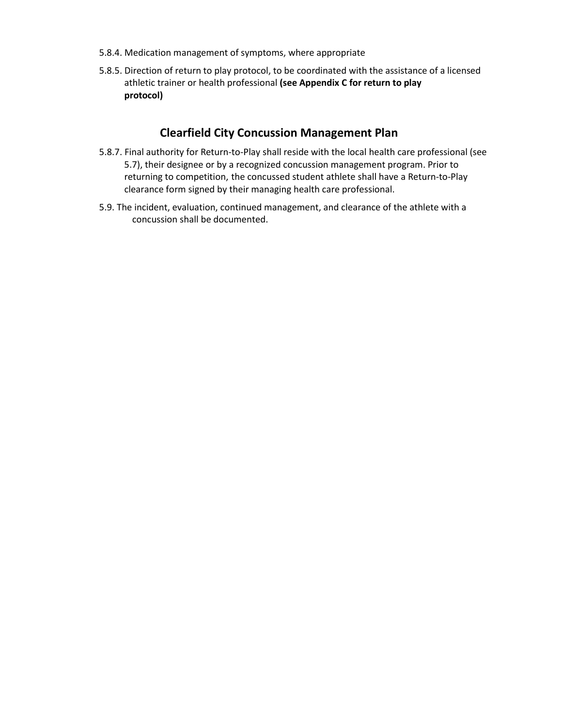5.8.4. Medication management of symptoms, where appropriate

5.8.5. Direction of return to play protocol, to be coordinated with the assistance of a licensed athletic trainer or health professional **(see Appendix C for return to play protocol)**

## Clearfield City Concussion Management Plan

5.8.7. Final authority for Return-to-Play shall reside with the local health care professional (see 5.7), their designee or by a recognized concussion management program. Prior to returning to competition, the concussed student athlete shall have a Return-to-Play clearance form signed by their managing health care professional.

5.9. The incident, evaluation, continued management, and clearance of the athlete with a concussion shall be documented.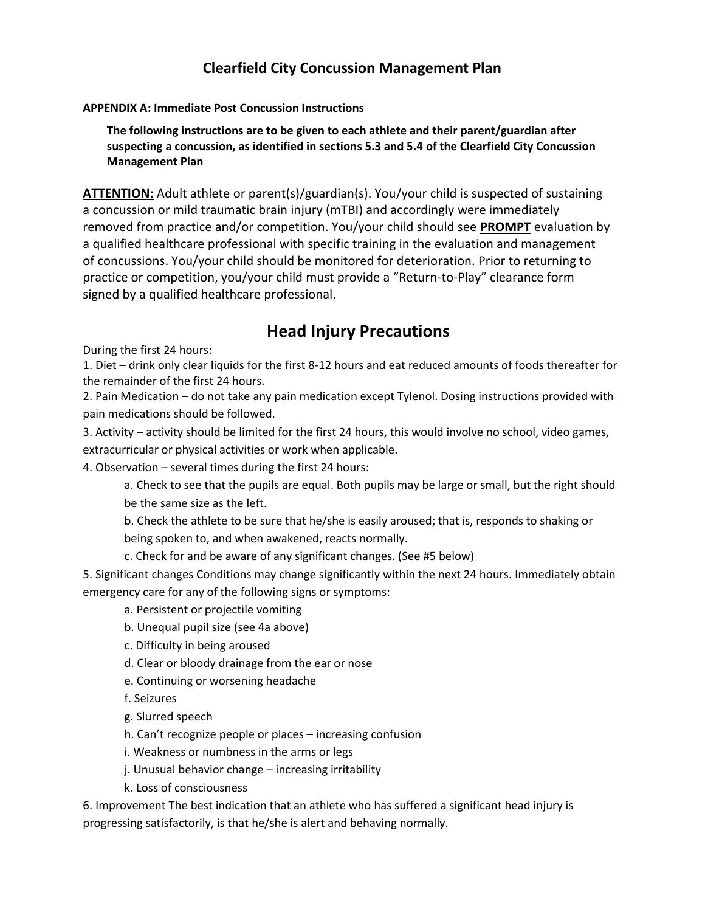## Clearfield City Concussion Management Plan

**APPENDIX A: Immediate Post Concussion Instructions**

> **The following instructions are to be given to each athlete and their parent/guardian after suspecting a concussion, as identified in sections 5.3 and 5.4 of the Clearfield City Concussion Management Plan**

**ATTENTION:** Adult athlete or parent(s)/guardian(s). You/your child is suspected of sustaining a concussion or mild traumatic brain injury (mTBI) and accordingly were immediately removed from practice and/or competition. You/your child should see **PROMPT** evaluation by a qualified healthcare professional with specific training in the evaluation and management of concussions. You/your child should be monitored for deterioration. Prior to returning to practice or competition, you/your child must provide a "Return-to-Play" clearance form signed by a qualified healthcare professional.

# Head Injury Precautions

During the first 24 hours:

1. Diet – drink only clear liquids for the first 8-12 hours and eat reduced amounts of foods thereafter for the remainder of the first 24 hours.
2. Pain Medication – do not take any pain medication except Tylenol. Dosing instructions provided with pain medications should be followed.
3. Activity – activity should be limited for the first 24 hours, this would involve no school, video games, extracurricular or physical activities or work when applicable.
4. Observation – several times during the first 24 hours:
    a. Check to see that the pupils are equal. Both pupils may be large or small, but the right should be the same size as the left.
    b. Check the athlete to be sure that he/she is easily aroused; that is, responds to shaking or being spoken to, and when awakened, reacts normally.
    c. Check for and be aware of any significant changes. (See #5 below)
5. Significant changes Conditions may change significantly within the next 24 hours. Immediately obtain emergency care for any of the following signs or symptoms:
    a. Persistent or projectile vomiting
    b. Unequal pupil size (see 4a above)
    c. Difficulty in being aroused
    d. Clear or bloody drainage from the ear or nose
    e. Continuing or worsening headache
    f. Seizures
    g. Slurred speech
    h. Can't recognize people or places – increasing confusion
    i. Weakness or numbness in the arms or legs
    j. Unusual behavior change – increasing irritability
    k. Loss of consciousness
6. Improvement The best indication that an athlete who has suffered a significant head injury is progressing satisfactorily, is that he/she is alert and behaving normally.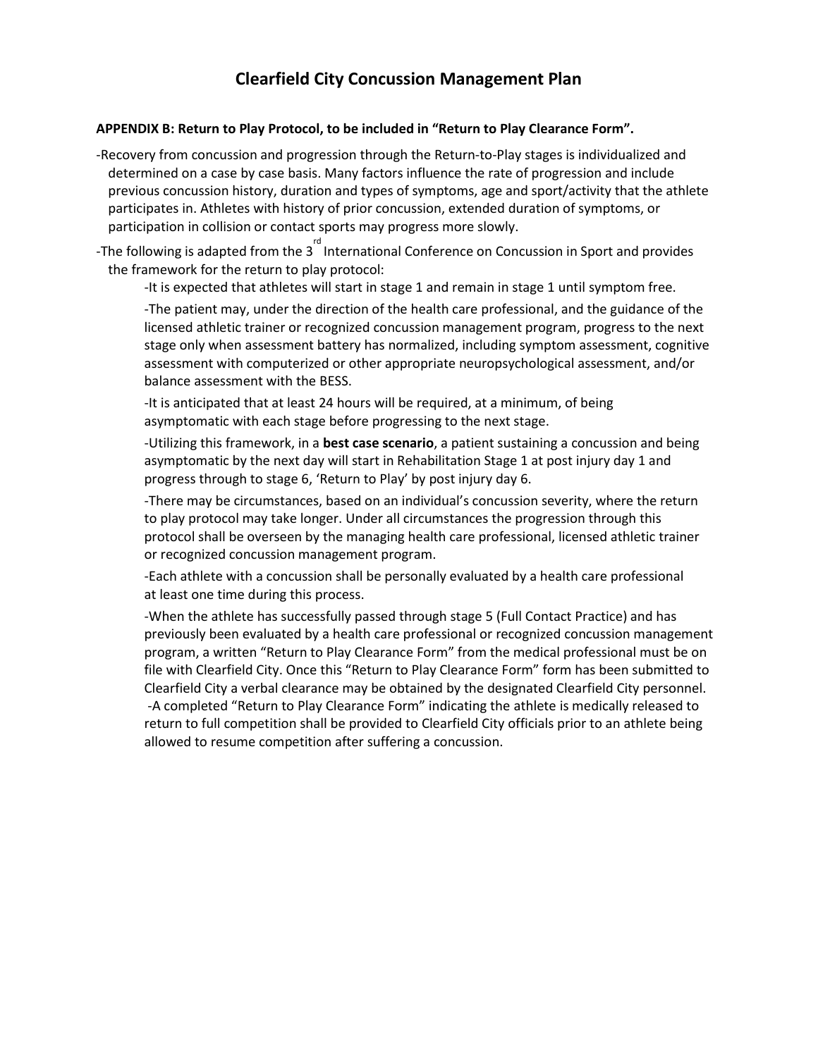# Clearfield City Concussion Management Plan

**APPENDIX B: Return to Play Protocol, to be included in "Return to Play Clearance Form".**

-Recovery from concussion and progression through the Return-to-Play stages is individualized and determined on a case by case basis. Many factors influence the rate of progression and include previous concussion history, duration and types of symptoms, age and sport/activity that the athlete participates in. Athletes with history of prior concussion, extended duration of symptoms, or participation in collision or contact sports may progress more slowly.

-The following is adapted from the 3rd International Conference on Concussion in Sport and provides the framework for the return to play protocol:

-It is expected that athletes will start in stage 1 and remain in stage 1 until symptom free.

-The patient may, under the direction of the health care professional, and the guidance of the licensed athletic trainer or recognized concussion management program, progress to the next stage only when assessment battery has normalized, including symptom assessment, cognitive assessment with computerized or other appropriate neuropsychological assessment, and/or balance assessment with the BESS.

-It is anticipated that at least 24 hours will be required, at a minimum, of being asymptomatic with each stage before progressing to the next stage.

-Utilizing this framework, in a **best case scenario**, a patient sustaining a concussion and being asymptomatic by the next day will start in Rehabilitation Stage 1 at post injury day 1 and progress through to stage 6, 'Return to Play' by post injury day 6.

-There may be circumstances, based on an individual's concussion severity, where the return to play protocol may take longer. Under all circumstances the progression through this protocol shall be overseen by the managing health care professional, licensed athletic trainer or recognized concussion management program.

-Each athlete with a concussion shall be personally evaluated by a health care professional at least one time during this process.

-When the athlete has successfully passed through stage 5 (Full Contact Practice) and has previously been evaluated by a health care professional or recognized concussion management program, a written "Return to Play Clearance Form" from the medical professional must be on file with Clearfield City. Once this "Return to Play Clearance Form" form has been submitted to Clearfield City a verbal clearance may be obtained by the designated Clearfield City personnel.

-A completed "Return to Play Clearance Form" indicating the athlete is medically released to return to full competition shall be provided to Clearfield City officials prior to an athlete being allowed to resume competition after suffering a concussion.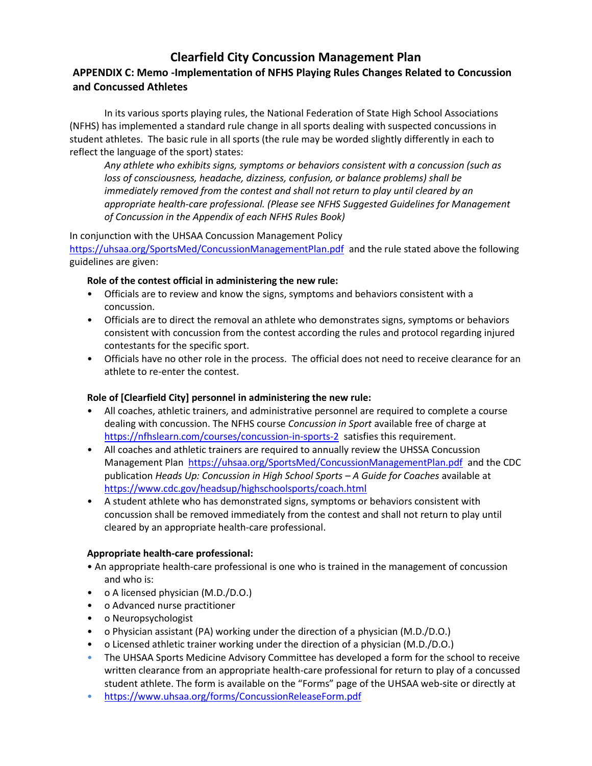# Clearfield City Concussion Management Plan

## APPENDIX C: Memo -Implementation of NFHS Playing Rules Changes Related to Concussion and Concussed Athletes

In its various sports playing rules, the National Federation of State High School Associations (NFHS) has implemented a standard rule change in all sports dealing with suspected concussions in student athletes. The basic rule in all sports (the rule may be worded slightly differently in each to reflect the language of the sport) states:

*Any athlete who exhibits signs, symptoms or behaviors consistent with a concussion (such as loss of consciousness, headache, dizziness, confusion, or balance problems) shall be immediately removed from the contest and shall not return to play until cleared by an appropriate health-care professional. (Please see NFHS Suggested Guidelines for Management of Concussion in the Appendix of each NFHS Rules Book)*

In conjunction with the UHSAA Concussion Management Policy https://uhsaa.org/SportsMed/ConcussionManagementPlan.pdf and the rule stated above the following guidelines are given:

**Role of the contest official in administering the new rule:**

- Officials are to review and know the signs, symptoms and behaviors consistent with a concussion.
- Officials are to direct the removal an athlete who demonstrates signs, symptoms or behaviors consistent with concussion from the contest according the rules and protocol regarding injured contestants for the specific sport.
- Officials have no other role in the process. The official does not need to receive clearance for an athlete to re-enter the contest.

**Role of [Clearfield City] personnel in administering the new rule:**

- All coaches, athletic trainers, and administrative personnel are required to complete a course dealing with concussion. The NFHS course *Concussion in Sport* available free of charge at https://nfhslearn.com/courses/concussion-in-sports-2 satisfies this requirement.
- All coaches and athletic trainers are required to annually review the UHSSA Concussion Management Plan https://uhsaa.org/SportsMed/ConcussionManagementPlan.pdf and the CDC publication *Heads Up: Concussion in High School Sports – A Guide for Coaches* available at https://www.cdc.gov/headsup/highschoolsports/coach.html
- A student athlete who has demonstrated signs, symptoms or behaviors consistent with concussion shall be removed immediately from the contest and shall not return to play until cleared by an appropriate health-care professional.

**Appropriate health-care professional:**

- An appropriate health-care professional is one who is trained in the management of concussion and who is:
  - o A licensed physician (M.D./D.O.)
  - o Advanced nurse practitioner
  - o Neuropsychologist
  - o Physician assistant (PA) working under the direction of a physician (M.D./D.O.)
  - o Licensed athletic trainer working under the direction of a physician (M.D./D.O.)
- The UHSAA Sports Medicine Advisory Committee has developed a form for the school to receive written clearance from an appropriate health-care professional for return to play of a concussed student athlete. The form is available on the "Forms" page of the UHSAA web-site or directly at
- https://www.uhsaa.org/forms/ConcussionReleaseForm.pdf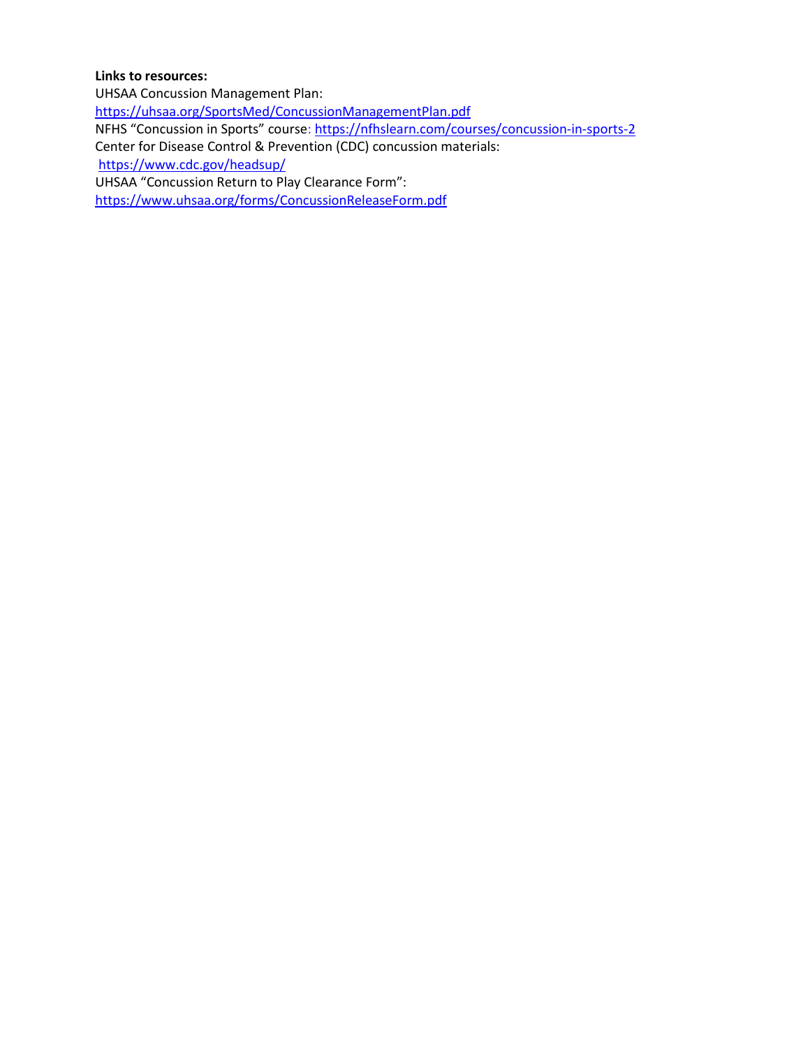**Links to resources:**

UHSAA Concussion Management Plan:
https://uhsaa.org/SportsMed/ConcussionManagementPlan.pdf

NFHS “Concussion in Sports” course: https://nfhslearn.com/courses/concussion-in-sports-2

Center for Disease Control & Prevention (CDC) concussion materials:
https://www.cdc.gov/headsup/

UHSAA “Concussion Return to Play Clearance Form”:
https://www.uhsaa.org/forms/ConcussionReleaseForm.pdf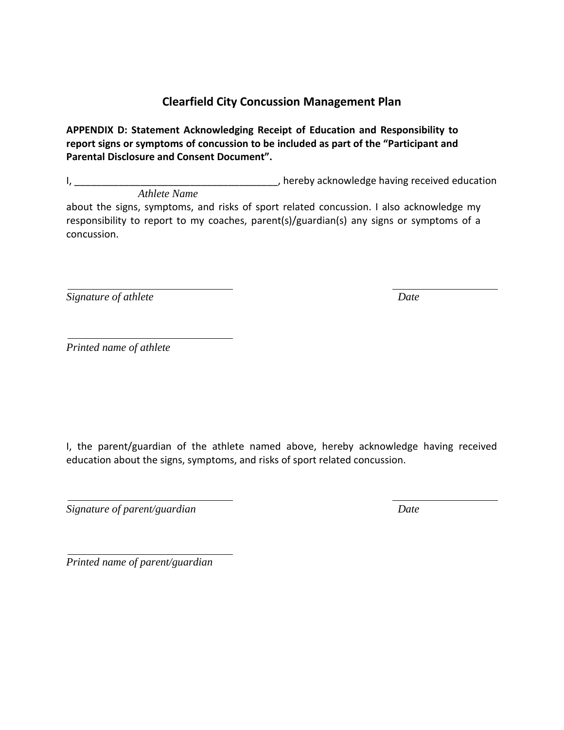## Clearfield City Concussion Management Plan

**APPENDIX D: Statement Acknowledging Receipt of Education and Responsibility to report signs or symptoms of concussion to be included as part of the "Participant and Parental Disclosure and Consent Document".**

I, ______________________________________, hereby acknowledge having received education
*Athlete Name*

about the signs, symptoms, and risks of sport related concussion. I also acknowledge my responsibility to report to my coaches, parent(s)/guardian(s) any signs or symptoms of a concussion.

______________________________ ____________________

*Signature of athlete* *Date*

______________________________

*Printed name of athlete*

I, the parent/guardian of the athlete named above, hereby acknowledge having received education about the signs, symptoms, and risks of sport related concussion.

______________________________ ____________________

*Signature of parent/guardian* *Date*

______________________________

*Printed name of parent/guardian*